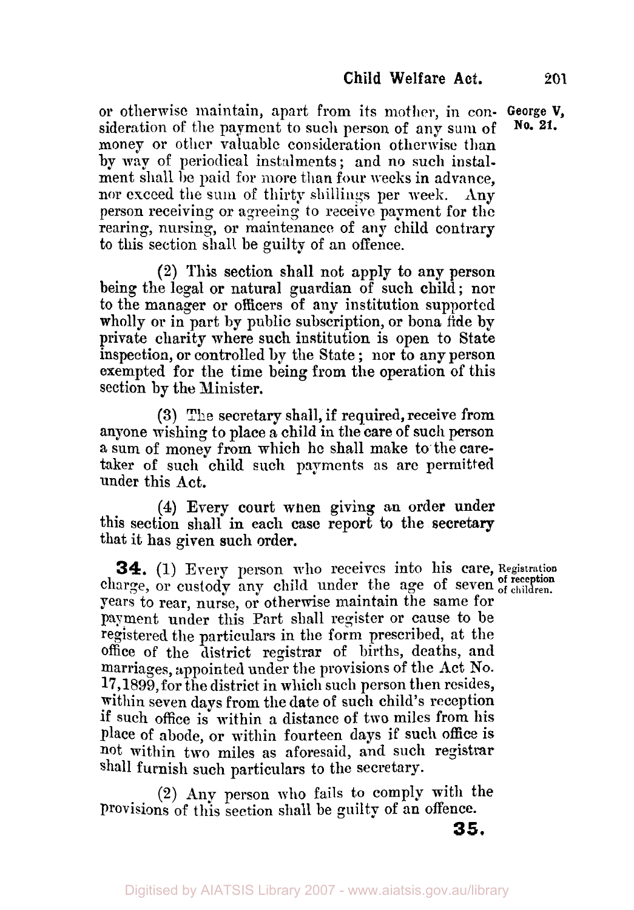or otherwise maintain, apart from its mother, in consideration of the payment to such person of any sum of money or other valuable consideration otherwise than by way of periodical instalments; and no such instalment shall be paid for more than four weeks in advance, nor exceed the sum of thirty shillings per week. Any person receiving or agreeing to receive payment for the rearing, nursing, or maintenance of any child contrary to this section shall be guilty of an offence.

(2) This section shall not apply to any person being the legal or natural guardian of such child; nor to the manager or officers of any institution supported wholly or in part by public subscription, or bona fide by private charity where such institution is open to State inspection, or controlled by the State; nor to any person exempted for the time being from the operation of this section by the Minister.

(3) The secretary shall, if required, receive from anyone wishing to place a child in the care of such person a sum of money from which he shall make to the caretaker of such child such payments as are permitted under this Act.

(4) Every court when giving an order under this section shall in each case report to the secretary that it has given such order.

**34.** (1) Every person who receives into his care, charge, or custody any child under the age of seven years to rear, nurse, or otherwise maintain the same for payment under this Part shall register or cause to be registered the particulars in the form prescribed, at the office of the district registrar of births, deaths, and marriages, appointed under the provisions of the Act No. 17, 1899, for the district in which such person then resides, within seven days from the date of such child's reception if such office is within a distance of two miles from his place of abode, or within fourteen days if such office is not within two miles as aforesaid, and such registrar shall furnish such particulars to the secretary.

Registration of reception of children.

(2) Any person who fails to comply with the provisions of this section shall be guilty of an offence.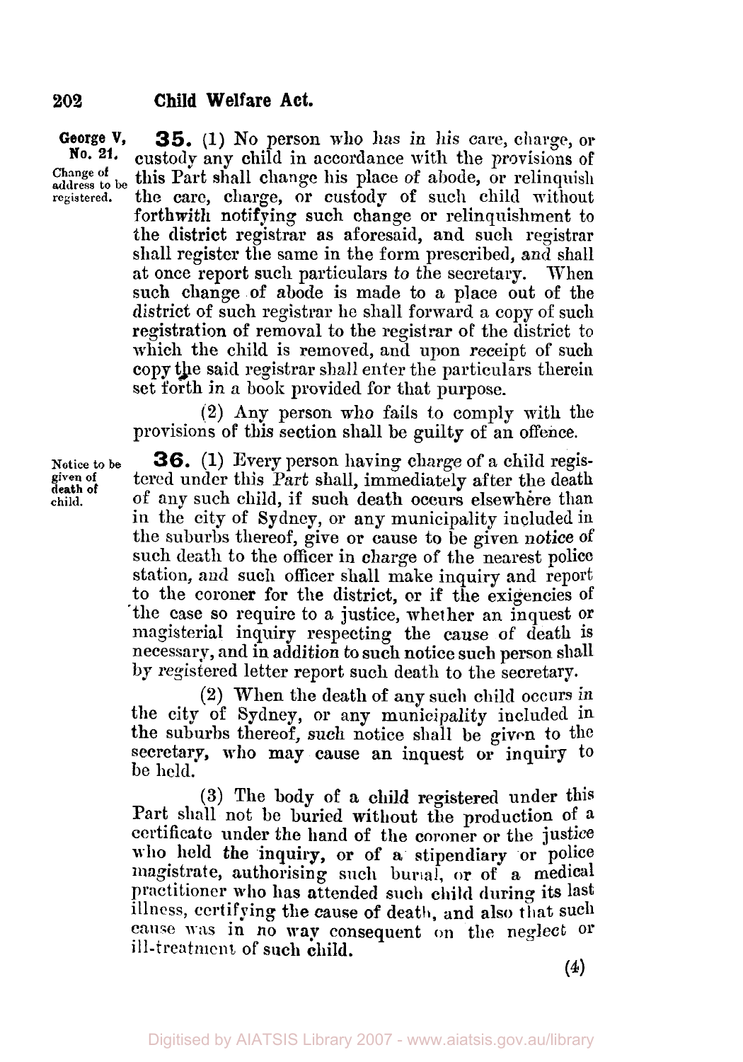George V, No. 21.

Change of address to be registered.

**35.** (1) No person who has in his care, charge, or custody any child in accordance with the provisions of this Part shall change his place of abode, or relinquish the care, charge, or custody of such child without forthwith notifying such change or relinquishment to the district registrar as aforesaid, and such registrar shall register the same in the form prescribed, and shall at once report such particulars to the secretary. When such change of abode is made to a place out of the district of such registrar he shall forward a copy of such registration of removal to the registrar of the district to which the child is removed, and upon receipt of such copy the said registrar shall enter the particulars therein set forth in a book provided for that purpose.

(2) Any person who fails to comply with the provisions of this section shall be guilty of an offence.

Notice to be given of death of child.

**36.** (1) Every person having charge of a child registered under this Part shall, immediately after the death of any such child, if such death occurs elsewhere than in the city of Sydney, or any municipality included in the suburbs thereof, give or cause to be given notice of such death to the officer in charge of the nearest police station, and such officer shall make inquiry and report to the coroner for the district, or if the exigencies of the case so require to a justice, whether an inquest or magisterial inquiry respecting the cause of death is necessary, and in addition to such notice such person shall by registered letter report such death to the secretary.

(2) When the death of any such child occurs in the city of Sydney, or any municipality included in the suburbs thereof, such notice shall be given to the secretary, who may cause an inquest or inquiry to be held.

(3) The body of a child registered under this Part shall not be buried without the production of a certificate under the hand of the coroner or the justice who held the inquiry, or of a stipendiary or police magistrate, authorising such burial, or of a medical practitioner who has attended such child during its last illness, certifying the cause of death, and also that such cause was in no way consequent on the neglect or ill-treatment of such child.

(4)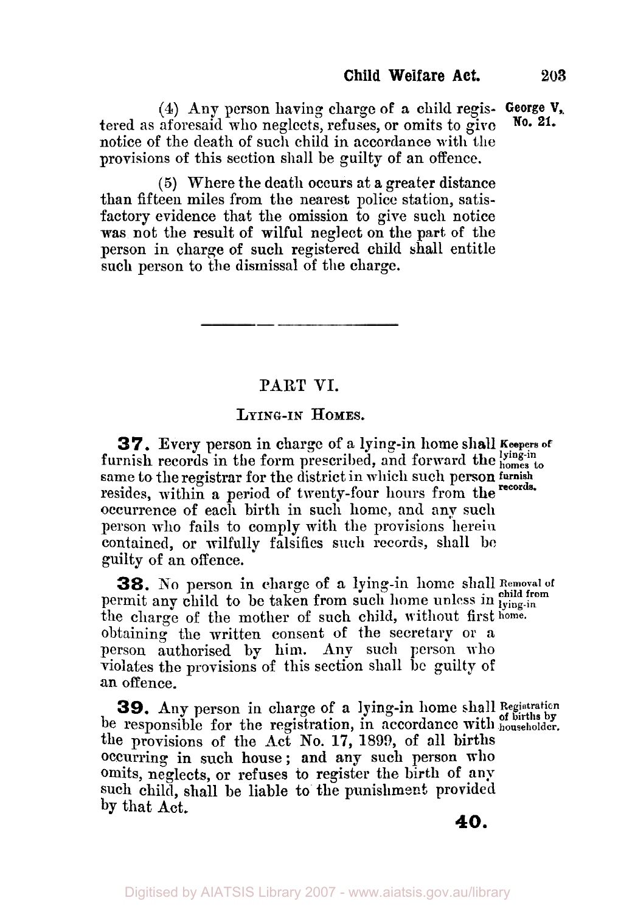(4) Any person having charge of a child registered as aforesaid who neglects, refuses, or omits to give notice of the death of such child in accordance with the provisions of this section shall be guilty of an offence.

(5) Where the death occurs at a greater distance than fifteen miles from the nearest police station, satisfactory evidence that the omission to give such notice was not the result of wilful neglect on the part of the person in charge of such registered child shall entitle such person to the dismissal of the charge.

George V, No. 21.

---

## PART VI.

### LYING-IN HOMES.

**37.** Every person in charge of a lying-in home shall furnish records in the form prescribed, and forward the same to the registrar for the district in which such person resides, within a period of twenty-four hours from the occurrence of each birth in such home, and any such person who fails to comply with the provisions herein contained, or wilfully falsifies such records, shall be guilty of an offence.

*Keepers of lying-in homes to furnish records.*

**38.** No person in charge of a lying-in home shall permit any child to be taken from such home unless in the charge of the mother of such child, without first obtaining the written consent of the secretary or a person authorised by him. Any such person who violates the provisions of this section shall be guilty of an offence.

*Removal of child from lying-in home.*

**39.** Any person in charge of a lying-in home shall be responsible for the registration, in accordance with the provisions of the Act No. 17, 1899, of all births occurring in such house; and any such person who omits, neglects, or refuses to register the birth of any such child, shall be liable to the punishment provided by that Act.

*Registration of births by householder.*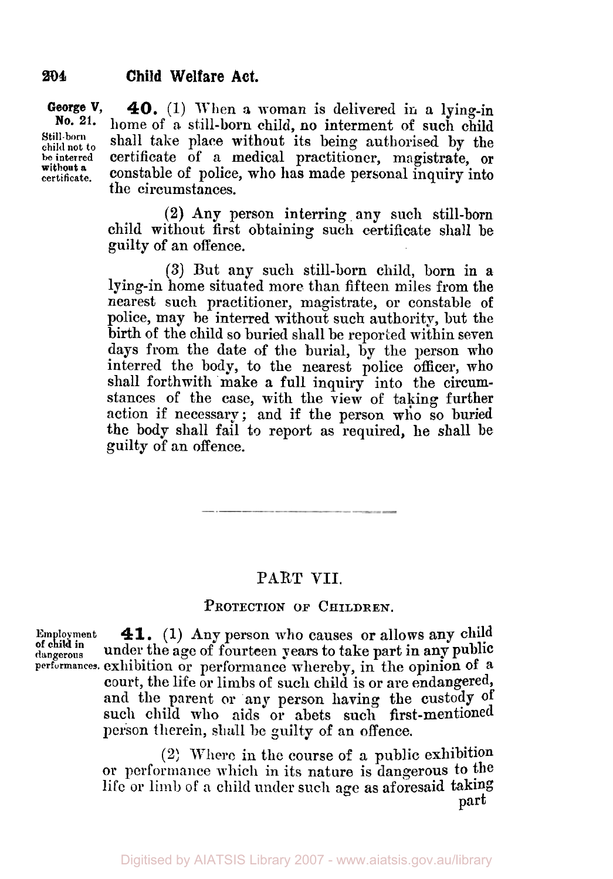George V, No. 21.

Still-born child not to be interred without a certificate.

**40.** (1) When a woman is delivered in a lying-in home of a still-born child, no interment of such child shall take place without its being authorised by the certificate of a medical practitioner, magistrate, or constable of police, who has made personal inquiry into the circumstances.

(2) Any person interring any such still-born child without first obtaining such certificate shall be guilty of an offence.

(3) But any such still-born child, born in a lying-in home situated more than fifteen miles from the nearest such practitioner, magistrate, or constable of police, may be interred without such authority, but the birth of the child so buried shall be reported within seven days from the date of the burial, by the person who interred the body, to the nearest police officer, who shall forthwith make a full inquiry into the circumstances of the case, with the view of taking further action if necessary; and if the person who so buried the body shall fail to report as required, he shall be guilty of an offence.

---

## PART VII.

### PROTECTION OF CHILDREN.

Employment of child in dangerous performances.

**41.** (1) Any person who causes or allows any child under the age of fourteen years to take part in any public exhibition or performance whereby, in the opinion of a court, the life or limbs of such child is or are endangered, and the parent or any person having the custody of such child who aids or abets such first-mentioned person therein, shall be guilty of an offence.

(2) Where in the course of a public exhibition or performance which in its nature is dangerous to the life or limb of a child under such age as aforesaid taking part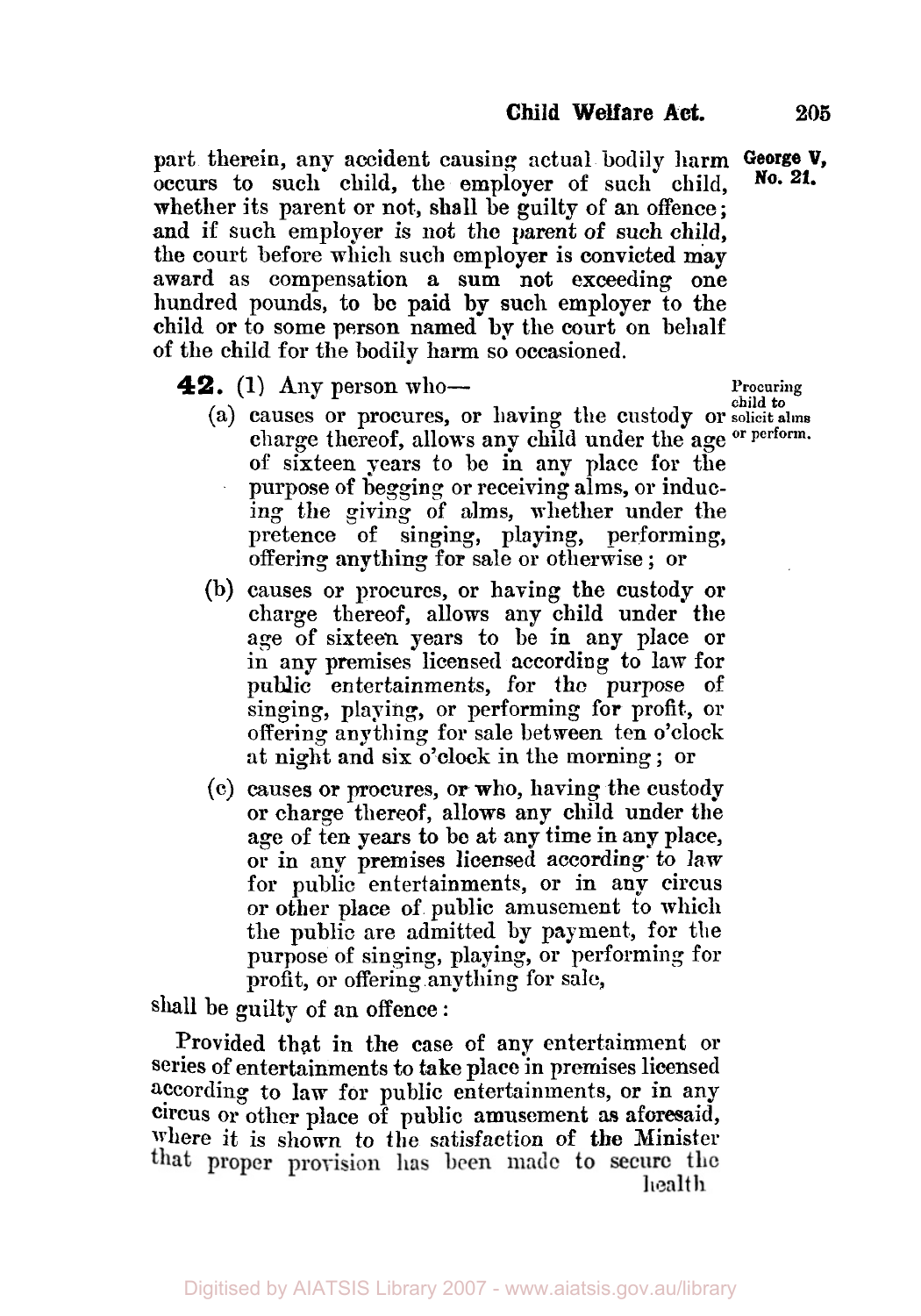part therein, any accident causing actual bodily harm occurs to such child, the employer of such child, whether its parent or not, shall be guilty of an offence; and if such employer is not the parent of such child, the court before which such employer is convicted may award as compensation a sum not exceeding one hundred pounds, to be paid by such employer to the child or to some person named by the court on behalf of the child for the bodily harm so occasioned.

*Procuring child to solicit alms or perform.*

**42.** (1) Any person who—

(a) causes or procures, or having the custody or charge thereof, allows any child under the age of sixteen years to be in any place for the purpose of begging or receiving alms, or inducing the giving of alms, whether under the pretence of singing, playing, performing, offering anything for sale or otherwise; or

(b) causes or procures, or having the custody or charge thereof, allows any child under the age of sixteen years to be in any place or in any premises licensed according to law for public entertainments, for the purpose of singing, playing, or performing for profit, or offering anything for sale between ten o'clock at night and six o'clock in the morning; or

(c) causes or procures, or who, having the custody or charge thereof, allows any child under the age of ten years to be at any time in any place, or in any premises licensed according to law for public entertainments, or in any circus or other place of public amusement to which the public are admitted by payment, for the purpose of singing, playing, or performing for profit, or offering anything for sale,

shall be guilty of an offence:

Provided that in the case of any entertainment or series of entertainments to take place in premises licensed according to law for public entertainments, or in any circus or other place of public amusement as aforesaid, where it is shown to the satisfaction of the Minister that proper provision has been made to secure the health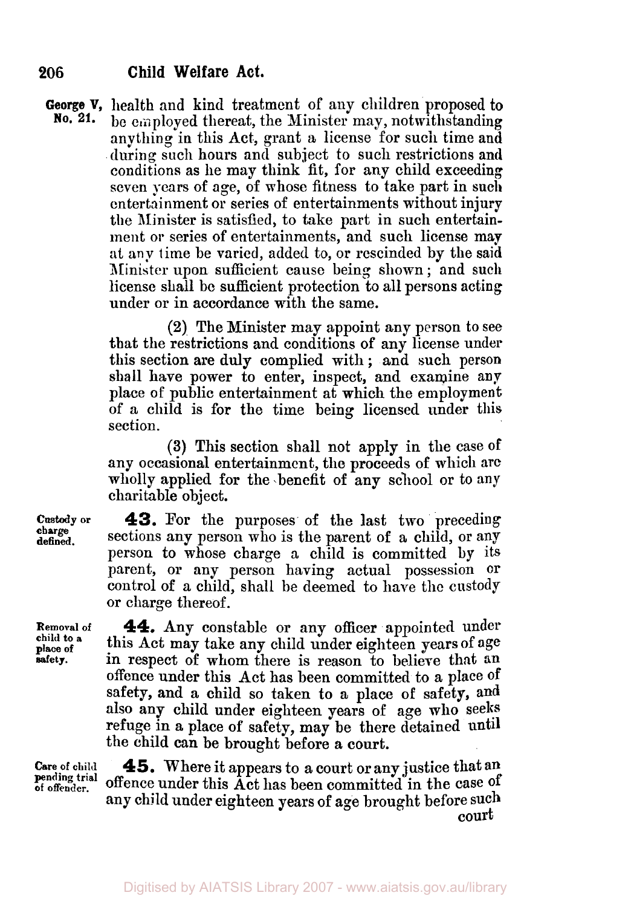health and kind treatment of any children proposed to be employed thereat, the Minister may, notwithstanding anything in this Act, grant a license for such time and during such hours and subject to such restrictions and conditions as he may think fit, for any child exceeding seven years of age, of whose fitness to take part in such entertainment or series of entertainments without injury the Minister is satisfied, to take part in such entertainment or series of entertainments, and such license may at any time be varied, added to, or rescinded by the said Minister upon sufficient cause being shown; and such license shall be sufficient protection to all persons acting under or in accordance with the same.

(2) The Minister may appoint any person to see that the restrictions and conditions of any license under this section are duly complied with; and such person shall have power to enter, inspect, and examine any place of public entertainment at which the employment of a child is for the time being licensed under this section.

(3) This section shall not apply in the case of any occasional entertainment, the proceeds of which are wholly applied for the benefit of any school or to any charitable object.

*Custody or charge defined.*

**43.** For the purposes of the last two preceding sections any person who is the parent of a child, or any person to whose charge a child is committed by its parent, or any person having actual possession or control of a child, shall be deemed to have the custody or charge thereof.

*Removal of child to a place of safety.*

**44.** Any constable or any officer appointed under this Act may take any child under eighteen years of age in respect of whom there is reason to believe that an offence under this Act has been committed to a place of safety, and a child so taken to a place of safety, and also any child under eighteen years of age who seeks refuge in a place of safety, may be there detained until the child can be brought before a court.

*Care of child pending trial of offender.*

**45.** Where it appears to a court or any justice that an offence under this Act has been committed in the case of any child under eighteen years of age brought before such court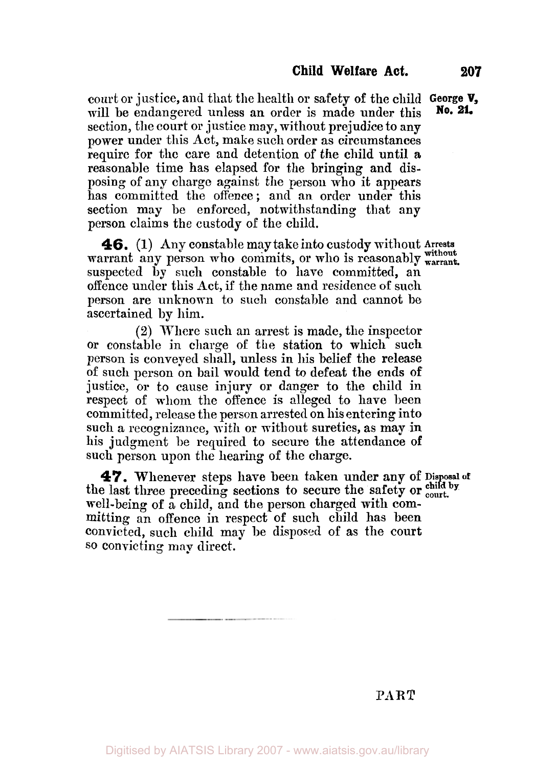court or justice, and that the health or safety of the child will be endangered unless an order is made under this section, the court or justice may, without prejudice to any power under this Act, make such order as circumstances require for the care and detention of the child until a reasonable time has elapsed for the bringing and disposing of any charge against the person who it appears has committed the offence; and an order under this section may be enforced, notwithstanding that any person claims the custody of the child.

George V, No. 21.

**46.** (1) Any constable may take into custody without warrant any person who commits, or who is reasonably suspected by such constable to have committed, an offence under this Act, if the name and residence of such person are unknown to such constable and cannot be ascertained by him.

**Arrests without warrant.**

(2) Where such an arrest is made, the inspector or constable in charge of the station to which such person is conveyed shall, unless in his belief the release of such person on bail would tend to defeat the ends of justice, or to cause injury or danger to the child in respect of whom the offence is alleged to have been committed, release the person arrested on his entering into such a recognizance, with or without sureties, as may in his judgment be required to secure the attendance of such person upon the hearing of the charge.

**47.** Whenever steps have been taken under any of the last three preceding sections to secure the safety or well-being of a child, and the person charged with committing an offence in respect of such child has been convicted, such child may be disposed of as the court so convicting may direct.

**Disposal of child by court.**

PART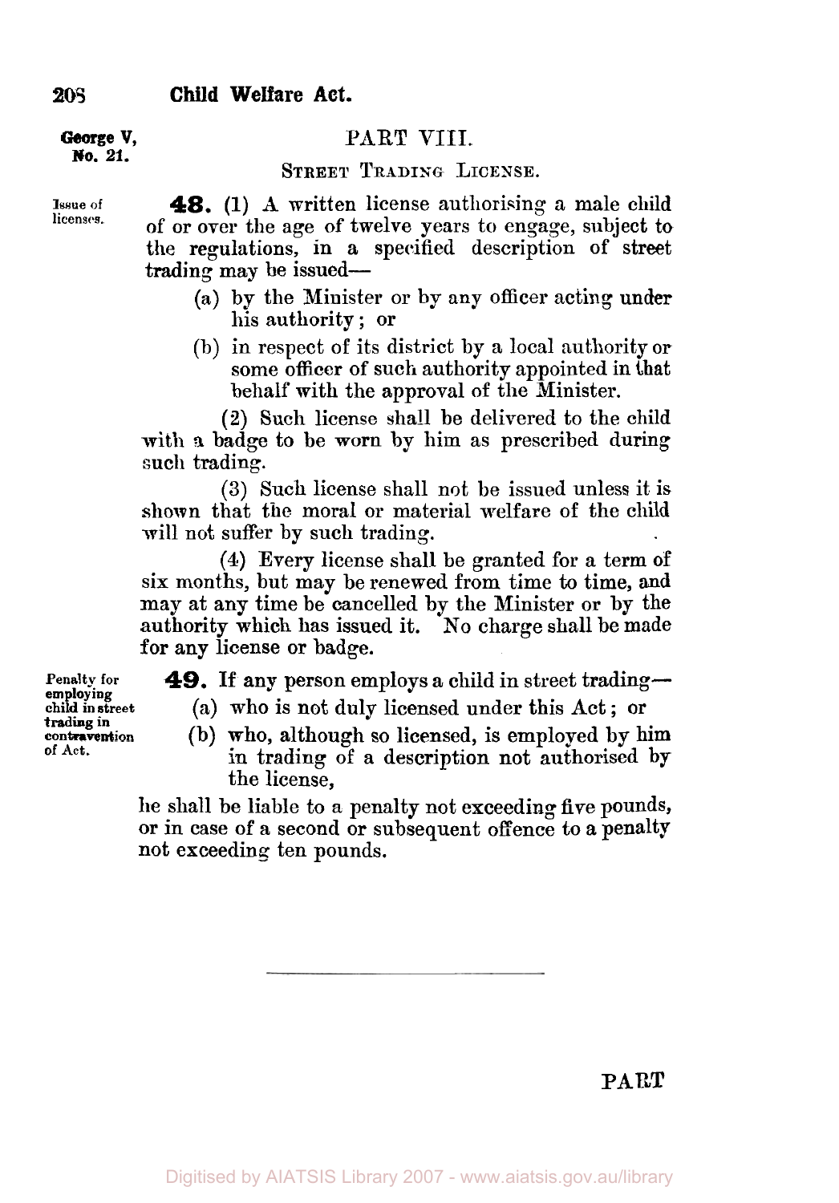George V, No. 21.

## PART VIII.

### STREET TRADING LICENSE.

Issue of licenses.

**48.** (1) A written license authorising a male child of or over the age of twelve years to engage, subject to the regulations, in a specified description of street trading may be issued—

(a) by the Minister or by any officer acting under his authority; or

(b) in respect of its district by a local authority or some officer of such authority appointed in that behalf with the approval of the Minister.

(2) Such license shall be delivered to the child with a badge to be worn by him as prescribed during such trading.

(3) Such license shall not be issued unless it is shown that the moral or material welfare of the child will not suffer by such trading.

(4) Every license shall be granted for a term of six months, but may be renewed from time to time, and may at any time be cancelled by the Minister or by the authority which has issued it. No charge shall be made for any license or badge.

Penalty for employing child in street trading in contravention of Act.

**49.** If any person employs a child in street trading—

(a) who is not duly licensed under this Act; or

(b) who, although so licensed, is employed by him in trading of a description not authorised by the license,

he shall be liable to a penalty not exceeding five pounds, or in case of a second or subsequent offence to a penalty not exceeding ten pounds.

---

PART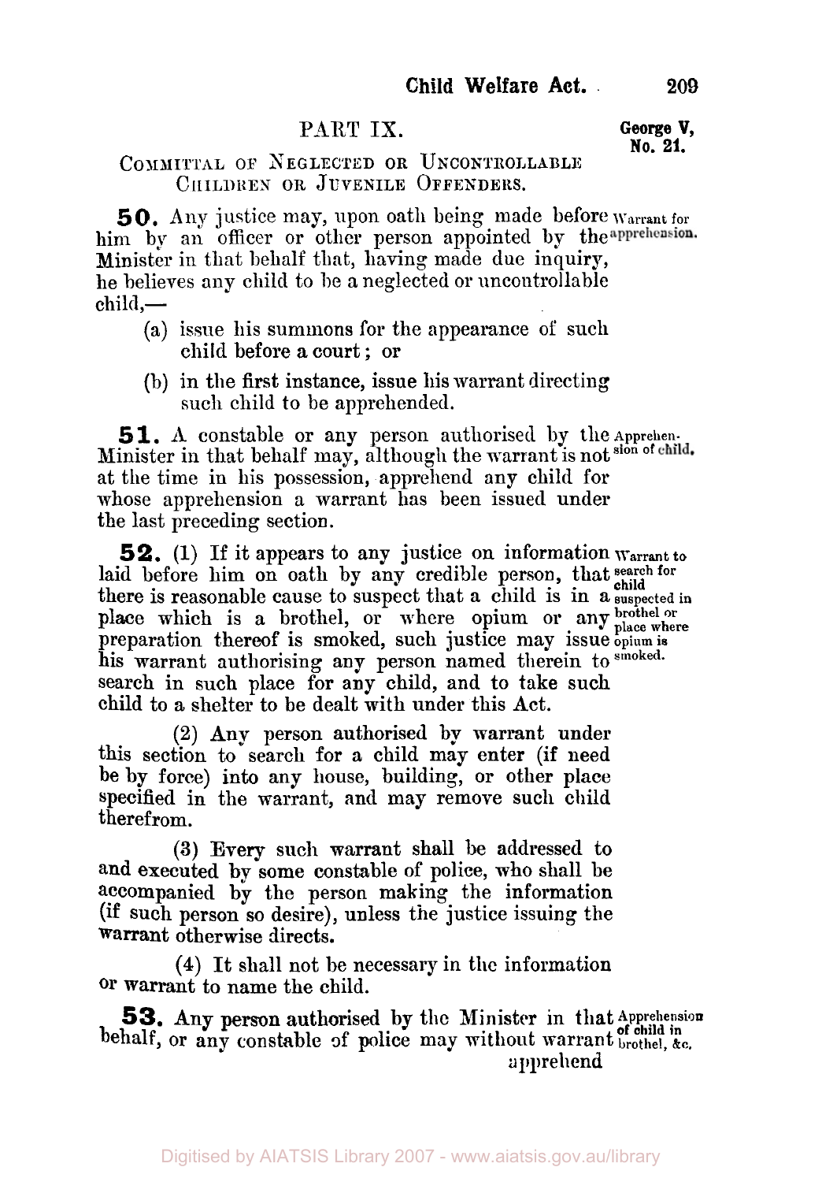## PART IX.

George V, No. 21.

### COMMITTAL OF NEGLECTED OR UNCONTROLLABLE CHILDREN OR JUVENILE OFFENDERS.

**50.** Any justice may, upon oath being made before him by an officer or other person appointed by the Minister in that behalf that, having made due inquiry, he believes any child to be a neglected or uncontrollable child,—

*Warrant for apprehension.*

- (a) issue his summons for the appearance of such child before a court; or
- (b) in the first instance, issue his warrant directing such child to be apprehended.

**51.** A constable or any person authorised by the Minister in that behalf may, although the warrant is not at the time in his possession, apprehend any child for whose apprehension a warrant has been issued under the last preceding section.

*Apprehension of child.*

**52.** (1) If it appears to any justice on information laid before him on oath by any credible person, that there is reasonable cause to suspect that a child is in a place which is a brothel, or where opium or any preparation thereof is smoked, such justice may issue his warrant authorising any person named therein to search in such place for any child, and to take such child to a shelter to be dealt with under this Act.

*Warrant to search for child suspected in brothel or place where opium is smoked.*

(2) Any person authorised by warrant under this section to search for a child may enter (if need be by force) into any house, building, or other place specified in the warrant, and may remove such child therefrom.

(3) Every such warrant shall be addressed to and executed by some constable of police, who shall be accompanied by the person making the information (if such person so desire), unless the justice issuing the warrant otherwise directs.

(4) It shall not be necessary in the information or warrant to name the child.

**53.** Any person authorised by the Minister in that behalf, or any constable of police may without warrant apprehend

*Apprehension of child in brothel, &c.*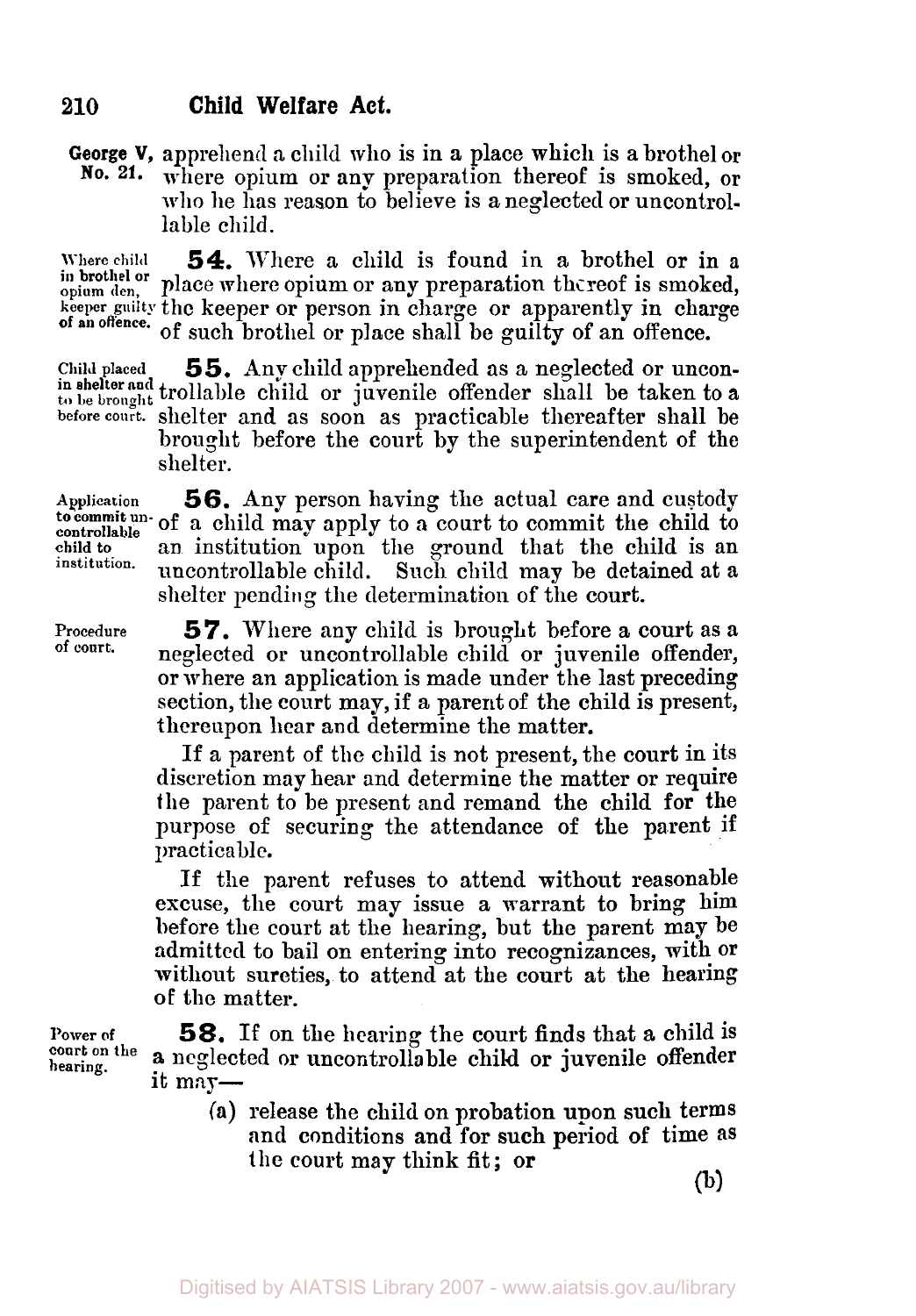George V, No. 21. apprehend a child who is in a place which is a brothel or where opium or any preparation thereof is smoked, or who he has reason to believe is a neglected or uncontrollable child.

Where child in brothel or opium den, keeper guilty of an offence.

**54.** Where a child is found in a brothel or in a place where opium or any preparation thereof is smoked, the keeper or person in charge or apparently in charge of such brothel or place shall be guilty of an offence.

Child placed in shelter and to be brought before court.

**55.** Any child apprehended as a neglected or uncontrollable child or juvenile offender shall be taken to a shelter and as soon as practicable thereafter shall be brought before the court by the superintendent of the shelter.

Application to commit uncontrollable child to institution.

**56.** Any person having the actual care and custody of a child may apply to a court to commit the child to an institution upon the ground that the child is an uncontrollable child. Such child may be detained at a shelter pending the determination of the court.

Procedure of court.

**57.** Where any child is brought before a court as a neglected or uncontrollable child or juvenile offender, or where an application is made under the last preceding section, the court may, if a parent of the child is present, thereupon hear and determine the matter.

If a parent of the child is not present, the court in its discretion may hear and determine the matter or require the parent to be present and remand the child for the purpose of securing the attendance of the parent if practicable.

If the parent refuses to attend without reasonable excuse, the court may issue a warrant to bring him before the court at the hearing, but the parent may be admitted to bail on entering into recognizances, with or without sureties, to attend at the court at the hearing of the matter.

Power of court on the hearing.

**58.** If on the hearing the court finds that a child is a neglected or uncontrollable child or juvenile offender it may—

(a) release the child on probation upon such terms and conditions and for such period of time as the court may think fit; or

(b)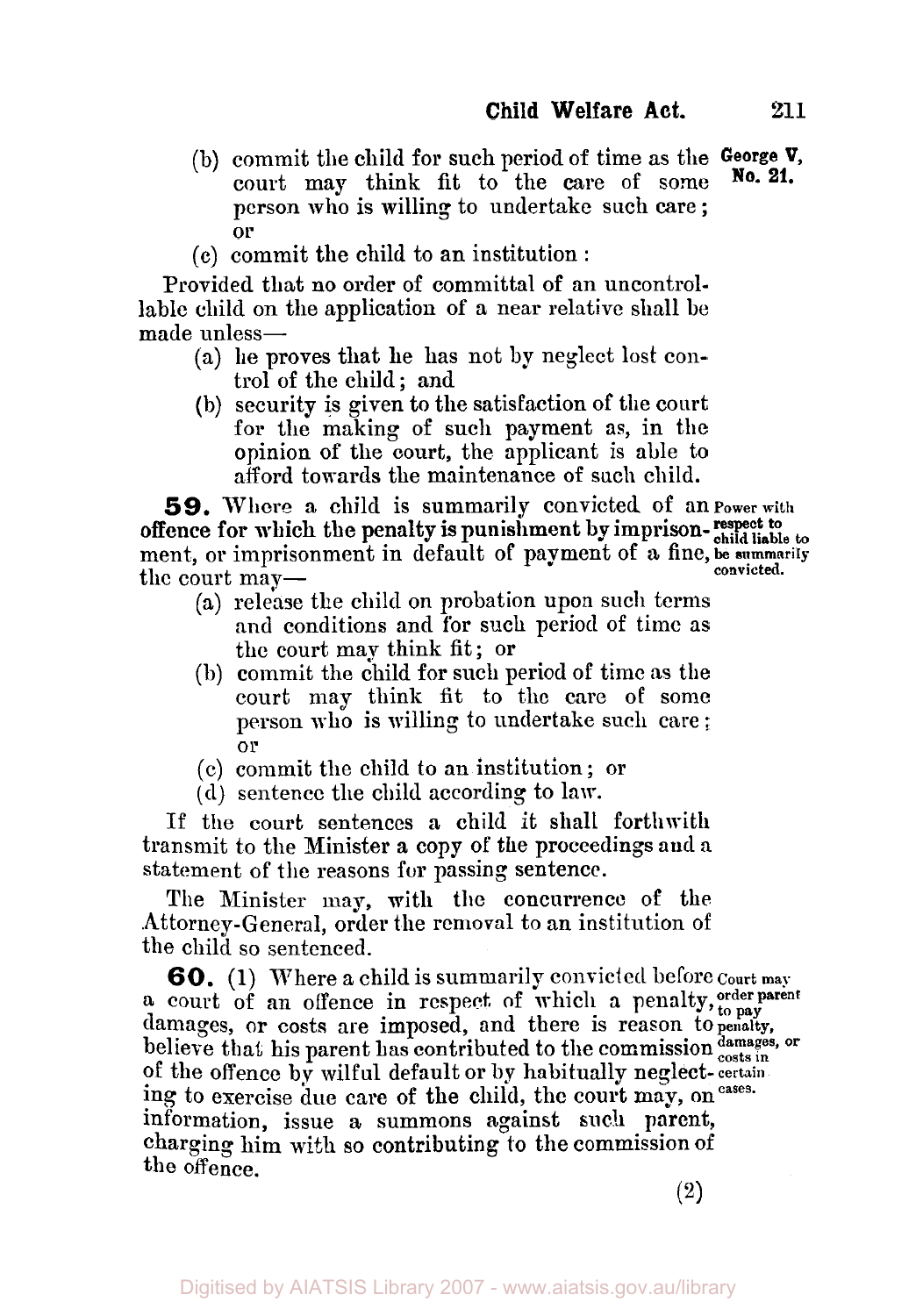(b) commit the child for such period of time as the court may think fit to the care of some person who is willing to undertake such care; or

(c) commit the child to an institution:

Provided that no order of committal of an uncontrollable child on the application of a near relative shall be made unless—

(a) he proves that he has not by neglect lost control of the child; and

(b) security is given to the satisfaction of the court for the making of such payment as, in the opinion of the court, the applicant is able to afford towards the maintenance of such child.

George V, No. 21.

**59.** Where a child is summarily convicted of an offence for which the penalty is punishment by imprisonment, or imprisonment in default of payment of a fine, the court may—

**Power with respect to child liable to be summarily convicted.**

(a) release the child on probation upon such terms and conditions and for such period of time as the court may think fit; or

(b) commit the child for such period of time as the court may think fit to the care of some person who is willing to undertake such care; or

(c) commit the child to an institution; or

(d) sentence the child according to law.

If the court sentences a child it shall forthwith transmit to the Minister a copy of the proceedings and a statement of the reasons for passing sentence.

The Minister may, with the concurrence of the Attorney-General, order the removal to an institution of the child so sentenced.

**60.** (1) Where a child is summarily convicted before a court of an offence in respect of which a penalty, damages, or costs are imposed, and there is reason to believe that his parent has contributed to the commission of the offence by wilful default or by habitually neglecting to exercise due care of the child, the court may, on information, issue a summons against such parent, charging him with so contributing to the commission of the offence.

**Court may order parent to pay penalty, damages, or costs in certain cases.**

(2)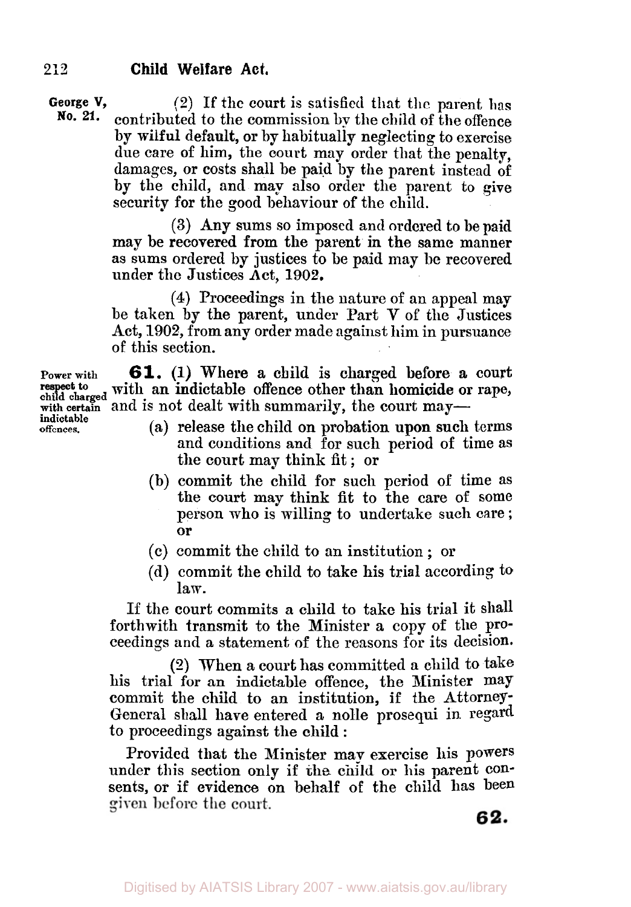George V, No. 21.

(2) If the court is satisfied that the parent has contributed to the commission by the child of the offence by wilful default, or by habitually neglecting to exercise due care of him, the court may order that the penalty, damages, or costs shall be paid by the parent instead of by the child, and may also order the parent to give security for the good behaviour of the child.

(3) Any sums so imposed and ordered to be paid may be recovered from the parent in the same manner as sums ordered by justices to be paid may be recovered under the Justices Act, 1902.

(4) Proceedings in the nature of an appeal may be taken by the parent, under Part V of the Justices Act, 1902, from any order made against him in pursuance of this section.

Power with respect to child charged with certain indictable offences.

**61.** (1) Where a child is charged before a court with an indictable offence other than homicide or rape, and is not dealt with summarily, the court may—

(a) release the child on probation upon such terms and conditions and for such period of time as the court may think fit; or

(b) commit the child for such period of time as the court may think fit to the care of some person who is willing to undertake such care; or

(c) commit the child to an institution; or

(d) commit the child to take his trial according to law.

If the court commits a child to take his trial it shall forthwith transmit to the Minister a copy of the proceedings and a statement of the reasons for its decision.

(2) When a court has committed a child to take his trial for an indictable offence, the Minister may commit the child to an institution, if the Attorney-General shall have entered a nolle prosequi in regard to proceedings against the child:

Provided that the Minister may exercise his powers under this section only if the child or his parent consents, or if evidence on behalf of the child has been given before the court.

62.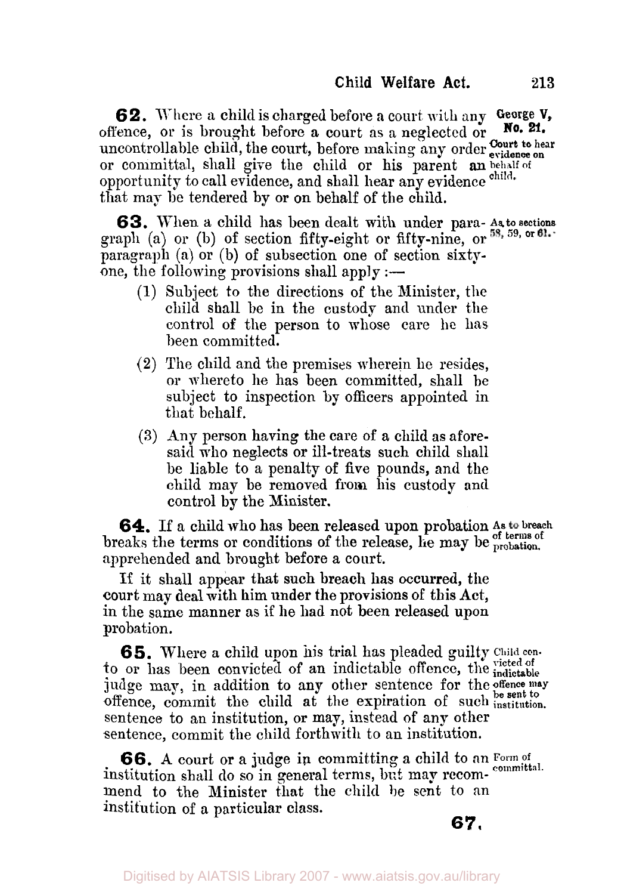**62.** Where a child is charged before a court with any offence, or is brought before a court as a neglected or uncontrollable child, the court, before making any order or committal, shall give the child or his parent an opportunity to call evidence, and shall hear any evidence that may be tendered by or on behalf of the child.

*George V, No. 21.*

*Court to hear evidence on behalf of child.*

**63.** When a child has been dealt with under paragraph (a) or (b) of section fifty-eight or fifty-nine, or paragraph (a) or (b) of subsection one of section sixty-one, the following provisions shall apply:—

*As to sections 58, 59, or 61.*

(1) Subject to the directions of the Minister, the child shall be in the custody and under the control of the person to whose care he has been committed.

(2) The child and the premises wherein he resides, or whereto he has been committed, shall be subject to inspection by officers appointed in that behalf.

(3) Any person having the care of a child as aforesaid who neglects or ill-treats such child shall be liable to a penalty of five pounds, and the child may be removed from his custody and control by the Minister.

**64.** If a child who has been released upon probation breaks the terms or conditions of the release, he may be apprehended and brought before a court.

*As to breach of terms of probation.*

If it shall appear that such breach has occurred, the court may deal with him under the provisions of this Act, in the same manner as if he had not been released upon probation.

**65.** Where a child upon his trial has pleaded guilty to or has been convicted of an indictable offence, the judge may, in addition to any other sentence for the offence, commit the child at the expiration of such sentence to an institution, or may, instead of any other sentence, commit the child forthwith to an institution.

*Child convicted of indictable offence may be sent to institution.*

**66.** A court or a judge in committing a child to an institution shall do so in general terms, but may recommend to the Minister that the child be sent to an institution of a particular class.

*Form of committal.*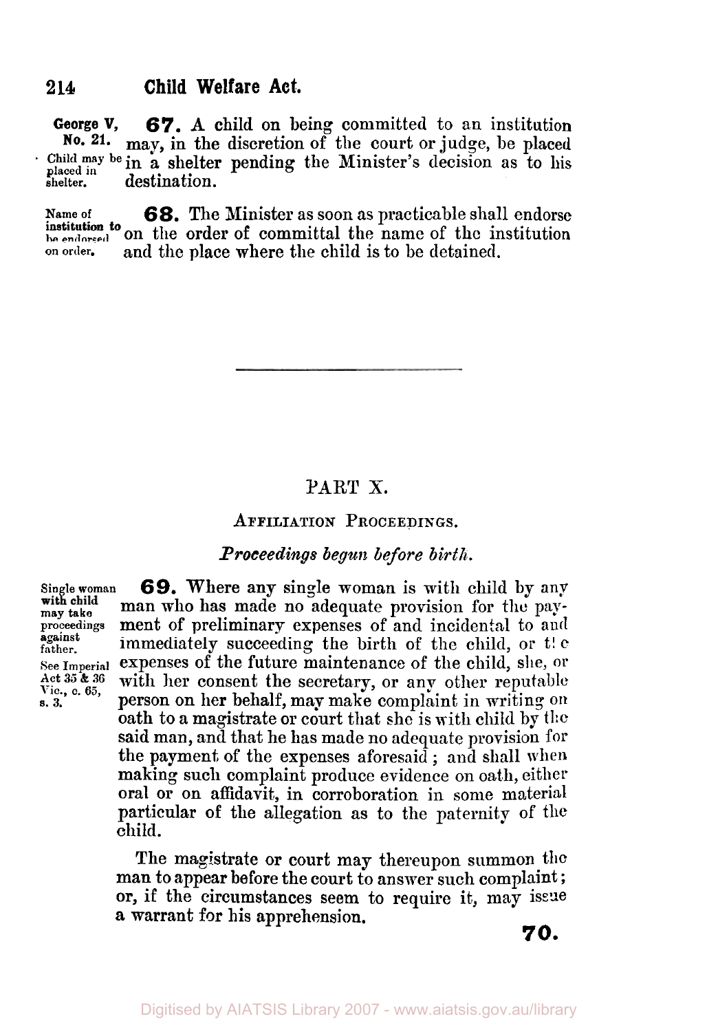George V, No. 21.

**67.** A child on being committed to an institution may, in the discretion of the court or judge, be placed in a shelter pending the Minister's decision as to his destination.

*Child may be placed in shelter.*

**68.** The Minister as soon as practicable shall endorse on the order of committal the name of the institution and the place where the child is to be detained.

*Name of institution to be endorsed on order.*

---

## PART X.

### AFFILIATION PROCEEDINGS.

#### *Proceedings begun before birth.*

*Single woman with child may take proceedings against father.*

*See Imperial Act 35 & 36 Vic., c. 65, s. 3.*

**69.** Where any single woman is with child by any man who has made no adequate provision for the payment of preliminary expenses of and incidental to and immediately succeeding the birth of the child, or the expenses of the future maintenance of the child, she, or with her consent the secretary, or any other reputable person on her behalf, may make complaint in writing on oath to a magistrate or court that she is with child by the said man, and that he has made no adequate provision for the payment of the expenses aforesaid; and shall when making such complaint produce evidence on oath, either oral or on affidavit, in corroboration in some material particular of the allegation as to the paternity of the child.

The magistrate or court may thereupon summon the man to appear before the court to answer such complaint; or, if the circumstances seem to require it, may issue a warrant for his apprehension.